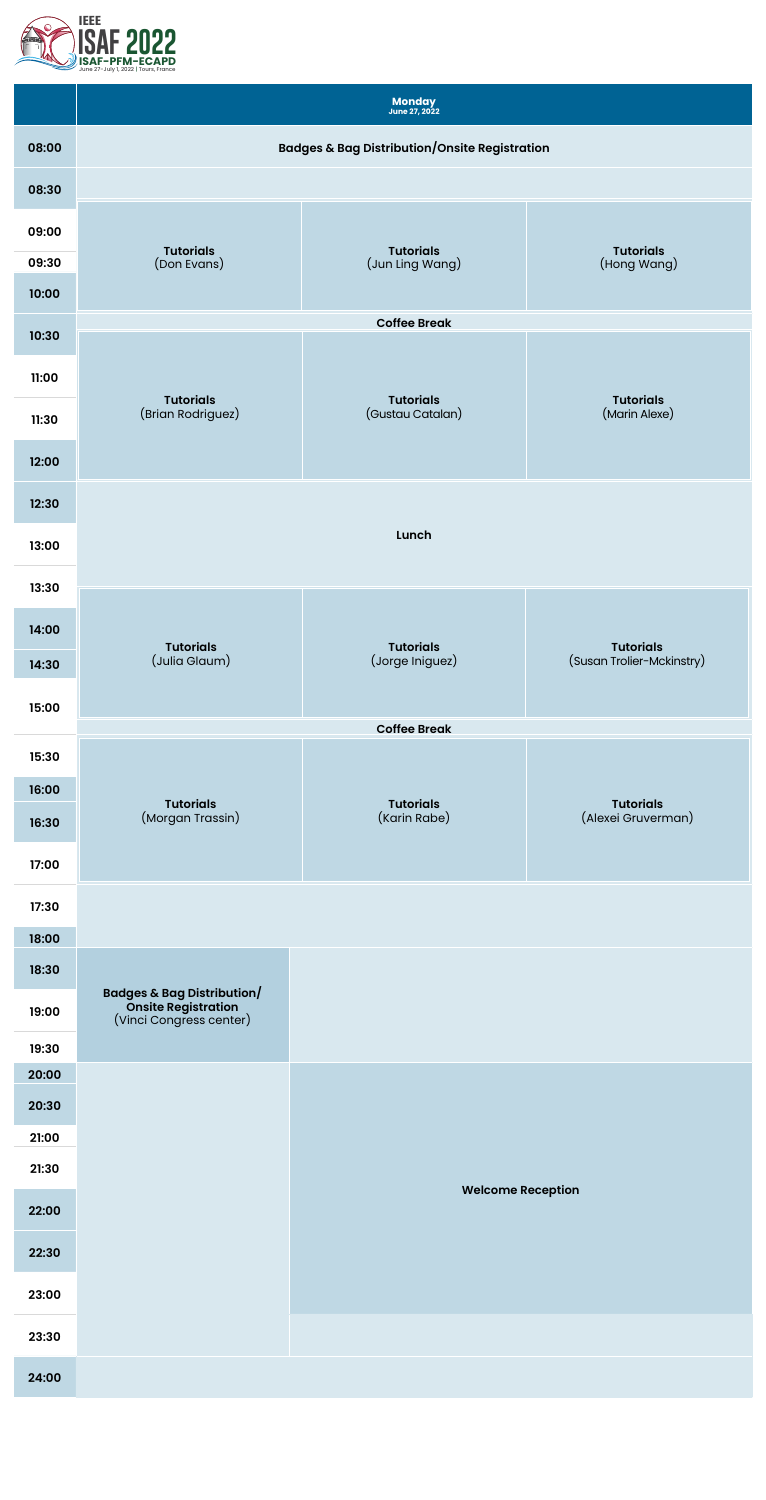IEEE ISAF 2022

ISAF-PFM-ECAPD

June 27 - July 1, 2022 | Tours, France

| | Monday June 27, 2022 | | |
|---|---|---|---|
| 08:00 | Badges & Bag Distribution/Onsite Registration | | |
| 08:30 | | | |
| 09:00 – 10:00 | Tutorials (Don Evans) | Tutorials (Jun Ling Wang) | Tutorials (Hong Wang) |
| 10:30 | Coffee Break | | |
| 11:00 – 12:00 | Tutorials (Brian Rodriguez) | Tutorials (Gustau Catalan) | Tutorials (Marin Alexe) |
| 12:30 – 13:00 | Lunch | | |
| 13:30 – 15:00 | Tutorials (Julia Glaum) | Tutorials (Jorge Iniguez) | Tutorials (Susan Trolier-Mckinstry) |
| 15:30 | Coffee Break | | |
| 16:00 – 17:00 | Tutorials (Morgan Trassin) | Tutorials (Karin Rabe) | Tutorials (Alexei Gruverman) |
| 17:30 | | | |
| 18:00 | | | |
| 18:30 – 19:30 | Badges & Bag Distribution/ Onsite Registration (Vinci Congress center) | | |
| 20:00 – 23:00 | | Welcome Reception | |
| 23:30 | | | |
| 24:00 | | | |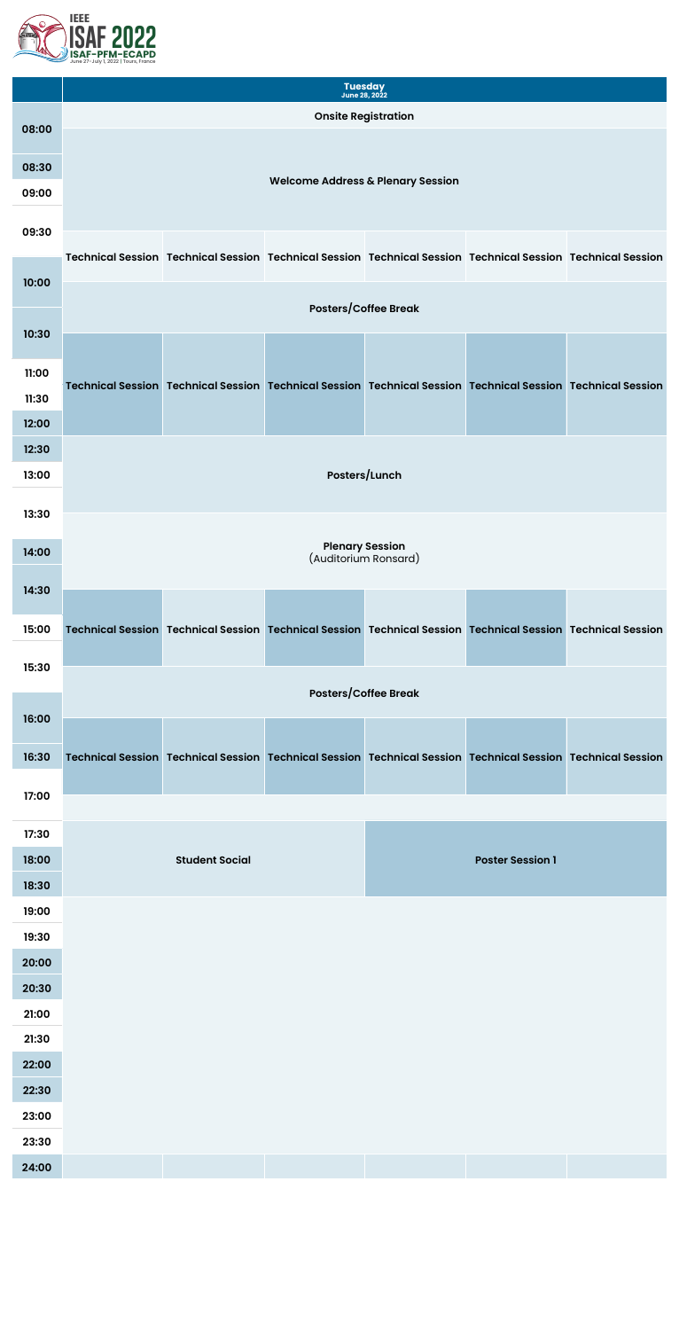| | Tuesday June 28, 2022 | | | | | |
|---|---|---|---|---|---|---|
| 08:00 | Onsite Registration | | | | | |
| 08:30 | Welcome Address & Plenary Session | | | | | |
| 09:00 | | | | | | |
| 09:30 | Technical Session | Technical Session | Technical Session | Technical Session | Technical Session | Technical Session |
| 10:00 | Posters/Coffee Break | | | | | |
| 10:30 | Technical Session | Technical Session | Technical Session | Technical Session | Technical Session | Technical Session |
| 11:00 | | | | | | |
| 11:30 | | | | | | |
| 12:00 | | | | | | |
| 12:30 | Posters/Lunch | | | | | |
| 13:00 | | | | | | |
| 13:30 | Plenary Session (Auditorium Ronsard) | | | | | |
| 14:00 | | | | | | |
| 14:30 | Technical Session | Technical Session | Technical Session | Technical Session | Technical Session | Technical Session |
| 15:00 | | | | | | |
| 15:30 | Posters/Coffee Break | | | | | |
| 16:00 | Technical Session | Technical Session | Technical Session | Technical Session | Technical Session | Technical Session |
| 16:30 | | | | | | |
| 17:00 | | | | | | |
| 17:30 | Student Social | | | Poster Session 1 | | |
| 18:00 | | | | | | |
| 18:30 | | | | | | |
| 19:00 | | | | | | |
| 19:30 | | | | | | |
| 20:00 | | | | | | |
| 20:30 | | | | | | |
| 21:00 | | | | | | |
| 21:30 | | | | | | |
| 22:00 | | | | | | |
| 22:30 | | | | | | |
| 23:00 | | | | | | |
| 23:30 | | | | | | |
| 24:00 | | | | | | |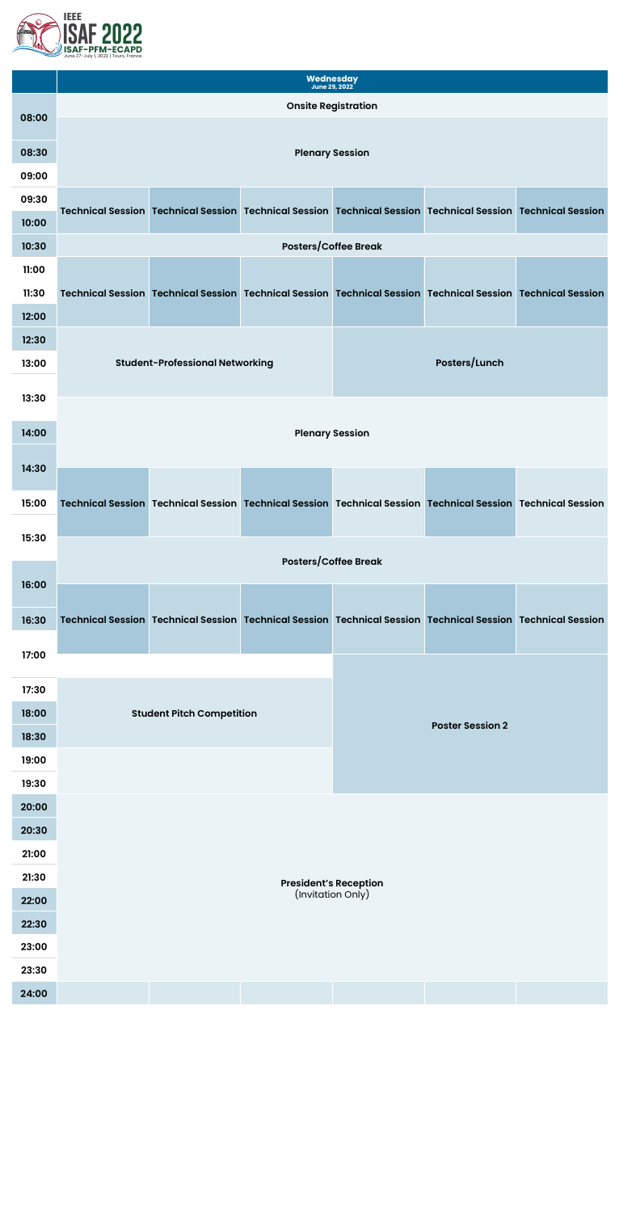IEEE ISAF 2022
ISAF-PFM-ECAPD
June 27 - July 1, 2022 | Tours, France

| | Wednesday June 29, 2022 | | | | | |
|---|---|---|---|---|---|---|
| 08:00 | Onsite Registration | | | | | |
| 08:30 | Plenary Session | | | | | |
| 09:00 | | | | | | |
| 09:30 | Technical Session | Technical Session | Technical Session | Technical Session | Technical Session | Technical Session |
| 10:00 | | | | | | |
| 10:30 | Posters/Coffee Break | | | | | |
| 11:00 | Technical Session | Technical Session | Technical Session | Technical Session | Technical Session | Technical Session |
| 11:30 | | | | | | |
| 12:00 | | | | | | |
| 12:30 | Student-Professional Networking | | | Posters/Lunch | | |
| 13:00 | | | | | | |
| 13:30 | Plenary Session | | | | | |
| 14:00 | | | | | | |
| 14:30 | Technical Session | Technical Session | Technical Session | Technical Session | Technical Session | Technical Session |
| 15:00 | | | | | | |
| 15:30 | Posters/Coffee Break | | | | | |
| 16:00 | Technical Session | Technical Session | Technical Session | Technical Session | Technical Session | Technical Session |
| 16:30 | | | | | | |
| 17:00 | | | | Poster Session 2 | | |
| 17:30 | Student Pitch Competition | | | | | |
| 18:00 | | | | | | |
| 18:30 | | | | | | |
| 19:00 | | | | | | |
| 19:30 | | | | | | |
| 20:00 | President's Reception (Invitation Only) | | | | | |
| 20:30 | | | | | | |
| 21:00 | | | | | | |
| 21:30 | | | | | | |
| 22:00 | | | | | | |
| 22:30 | | | | | | |
| 23:00 | | | | | | |
| 23:30 | | | | | | |
| 24:00 | | | | | | |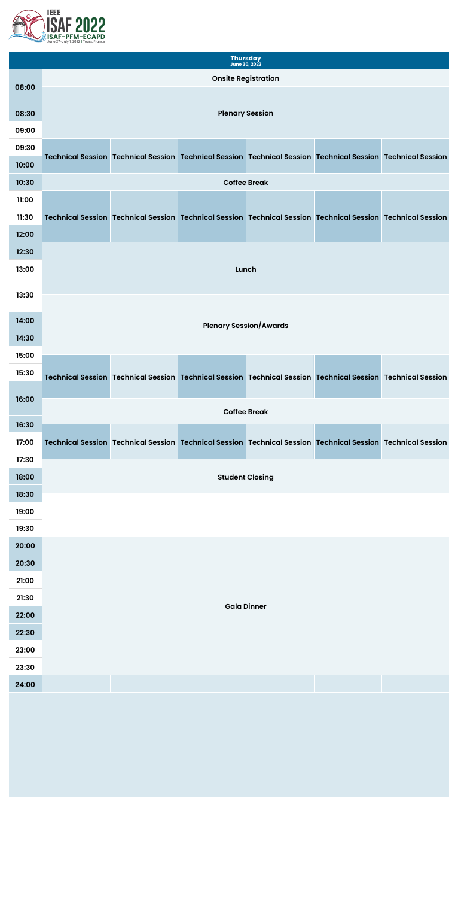IEEE ISAF 2022
ISAF-PFM-ECAPD
June 27 - July 1, 2022 | Tours, France

| | Thursday June 30, 2022 | | | | | |
|---|---|---|---|---|---|---|
| 08:00 | Onsite Registration | | | | | |
| 08:30 | Plenary Session | | | | | |
| 09:00 | | | | | | |
| 09:30 | Technical Session | Technical Session | Technical Session | Technical Session | Technical Session | Technical Session |
| 10:00 | | | | | | |
| 10:30 | Coffee Break | | | | | |
| 11:00 | Technical Session | Technical Session | Technical Session | Technical Session | Technical Session | Technical Session |
| 11:30 | | | | | | |
| 12:00 | | | | | | |
| 12:30 | Lunch | | | | | |
| 13:00 | | | | | | |
| 13:30 | Plenary Session/Awards | | | | | |
| 14:00 | | | | | | |
| 14:30 | | | | | | |
| 15:00 | Technical Session | Technical Session | Technical Session | Technical Session | Technical Session | Technical Session |
| 15:30 | | | | | | |
| 16:00 | Coffee Break | | | | | |
| 16:30 | Technical Session | Technical Session | Technical Session | Technical Session | Technical Session | Technical Session |
| 17:00 | | | | | | |
| 17:30 | Student Closing | | | | | |
| 18:00 | | | | | | |
| 18:30 | | | | | | |
| 19:00 | | | | | | |
| 19:30 | | | | | | |
| 20:00 | Gala Dinner | | | | | |
| 20:30 | | | | | | |
| 21:00 | | | | | | |
| 21:30 | | | | | | |
| 22:00 | | | | | | |
| 22:30 | | | | | | |
| 23:00 | | | | | | |
| 23:30 | | | | | | |
| 24:00 | | | | | | |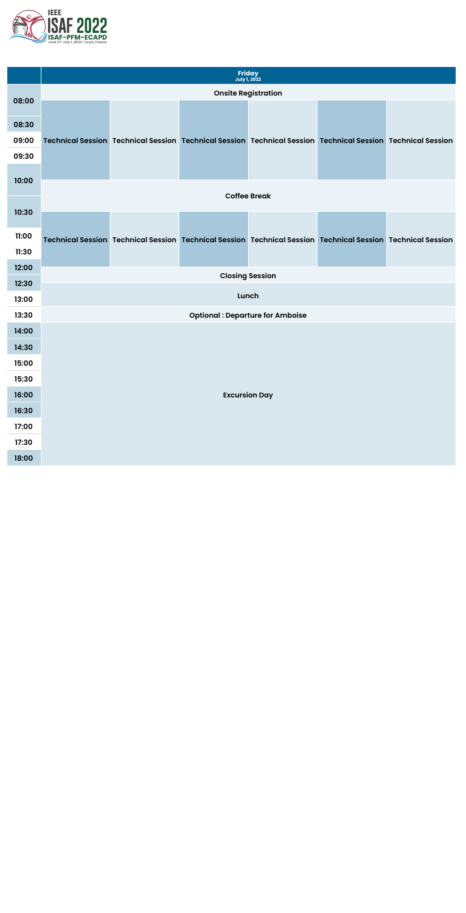| | Friday July 1, 2022 | | | | | |
|---|---|---|---|---|---|---|
| 08:00 | Onsite Registration | | | | | |
| 08:30 | Technical Session | Technical Session | Technical Session | Technical Session | Technical Session | Technical Session |
| 09:00 | | | | | | |
| 09:30 | | | | | | |
| 10:00 | Coffee Break | | | | | |
| 10:30 | Technical Session | Technical Session | Technical Session | Technical Session | Technical Session | Technical Session |
| 11:00 | | | | | | |
| 11:30 | | | | | | |
| 12:00 | Closing Session | | | | | |
| 12:30 | Lunch | | | | | |
| 13:00 | | | | | | |
| 13:30 | Optional : Departure for Amboise | | | | | |
| 14:00 | Excursion Day | | | | | |
| 14:30 | | | | | | |
| 15:00 | | | | | | |
| 15:30 | | | | | | |
| 16:00 | | | | | | |
| 16:30 | | | | | | |
| 17:00 | | | | | | |
| 17:30 | | | | | | |
| 18:00 | | | | | | |